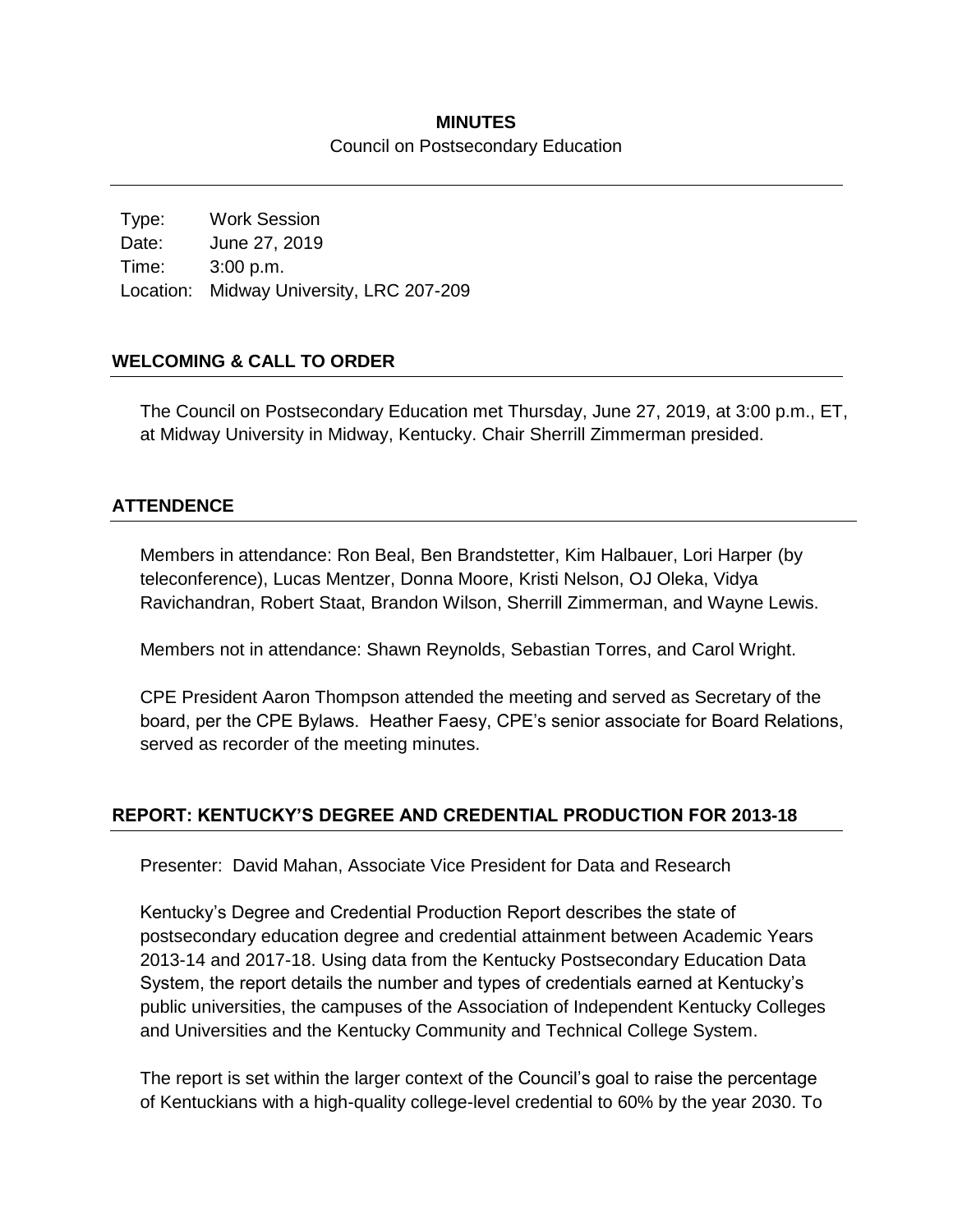**MINUTES**

Council on Postsecondary Education

Type: Work Session
Date: June 27, 2019
Time: 3:00 p.m.
Location: Midway University, LRC 207-209

## WELCOMING & CALL TO ORDER

The Council on Postsecondary Education met Thursday, June 27, 2019, at 3:00 p.m., ET, at Midway University in Midway, Kentucky. Chair Sherrill Zimmerman presided.

## ATTENDENCE

Members in attendance: Ron Beal, Ben Brandstetter, Kim Halbauer, Lori Harper (by teleconference), Lucas Mentzer, Donna Moore, Kristi Nelson, OJ Oleka, Vidya Ravichandran, Robert Staat, Brandon Wilson, Sherrill Zimmerman, and Wayne Lewis.

Members not in attendance: Shawn Reynolds, Sebastian Torres, and Carol Wright.

CPE President Aaron Thompson attended the meeting and served as Secretary of the board, per the CPE Bylaws. Heather Faesy, CPE's senior associate for Board Relations, served as recorder of the meeting minutes.

## REPORT: KENTUCKY'S DEGREE AND CREDENTIAL PRODUCTION FOR 2013-18

Presenter: David Mahan, Associate Vice President for Data and Research

Kentucky's Degree and Credential Production Report describes the state of postsecondary education degree and credential attainment between Academic Years 2013-14 and 2017-18. Using data from the Kentucky Postsecondary Education Data System, the report details the number and types of credentials earned at Kentucky's public universities, the campuses of the Association of Independent Kentucky Colleges and Universities and the Kentucky Community and Technical College System.

The report is set within the larger context of the Council's goal to raise the percentage of Kentuckians with a high-quality college-level credential to 60% by the year 2030. To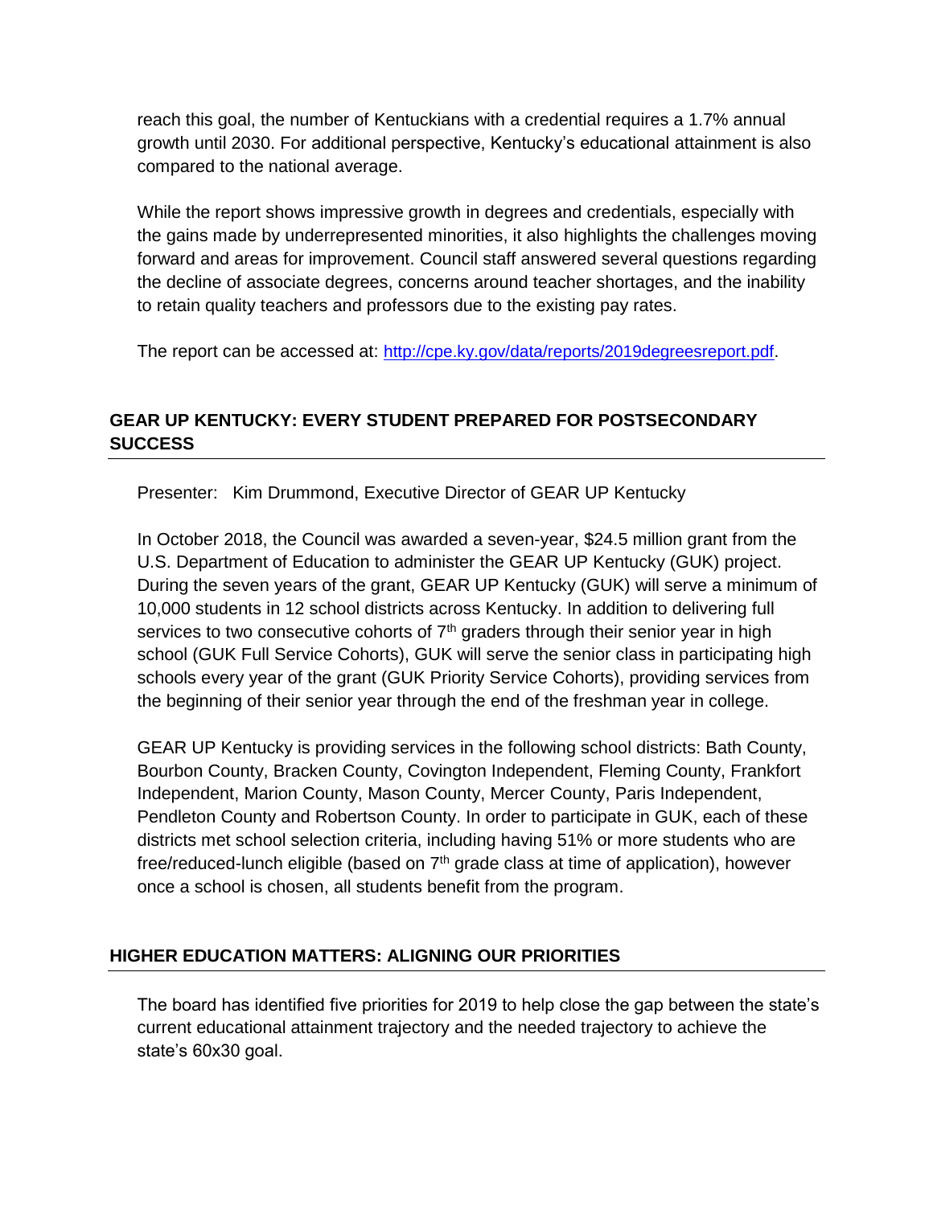reach this goal, the number of Kentuckians with a credential requires a 1.7% annual growth until 2030. For additional perspective, Kentucky's educational attainment is also compared to the national average.

While the report shows impressive growth in degrees and credentials, especially with the gains made by underrepresented minorities, it also highlights the challenges moving forward and areas for improvement. Council staff answered several questions regarding the decline of associate degrees, concerns around teacher shortages, and the inability to retain quality teachers and professors due to the existing pay rates.

The report can be accessed at: http://cpe.ky.gov/data/reports/2019degreesreport.pdf.

## GEAR UP KENTUCKY: EVERY STUDENT PREPARED FOR POSTSECONDARY SUCCESS

Presenter: Kim Drummond, Executive Director of GEAR UP Kentucky

In October 2018, the Council was awarded a seven-year, $24.5 million grant from the U.S. Department of Education to administer the GEAR UP Kentucky (GUK) project. During the seven years of the grant, GEAR UP Kentucky (GUK) will serve a minimum of 10,000 students in 12 school districts across Kentucky. In addition to delivering full services to two consecutive cohorts of 7th graders through their senior year in high school (GUK Full Service Cohorts), GUK will serve the senior class in participating high schools every year of the grant (GUK Priority Service Cohorts), providing services from the beginning of their senior year through the end of the freshman year in college.

GEAR UP Kentucky is providing services in the following school districts: Bath County, Bourbon County, Bracken County, Covington Independent, Fleming County, Frankfort Independent, Marion County, Mason County, Mercer County, Paris Independent, Pendleton County and Robertson County. In order to participate in GUK, each of these districts met school selection criteria, including having 51% or more students who are free/reduced-lunch eligible (based on 7th grade class at time of application), however once a school is chosen, all students benefit from the program.

## HIGHER EDUCATION MATTERS: ALIGNING OUR PRIORITIES

The board has identified five priorities for 2019 to help close the gap between the state's current educational attainment trajectory and the needed trajectory to achieve the state's 60x30 goal.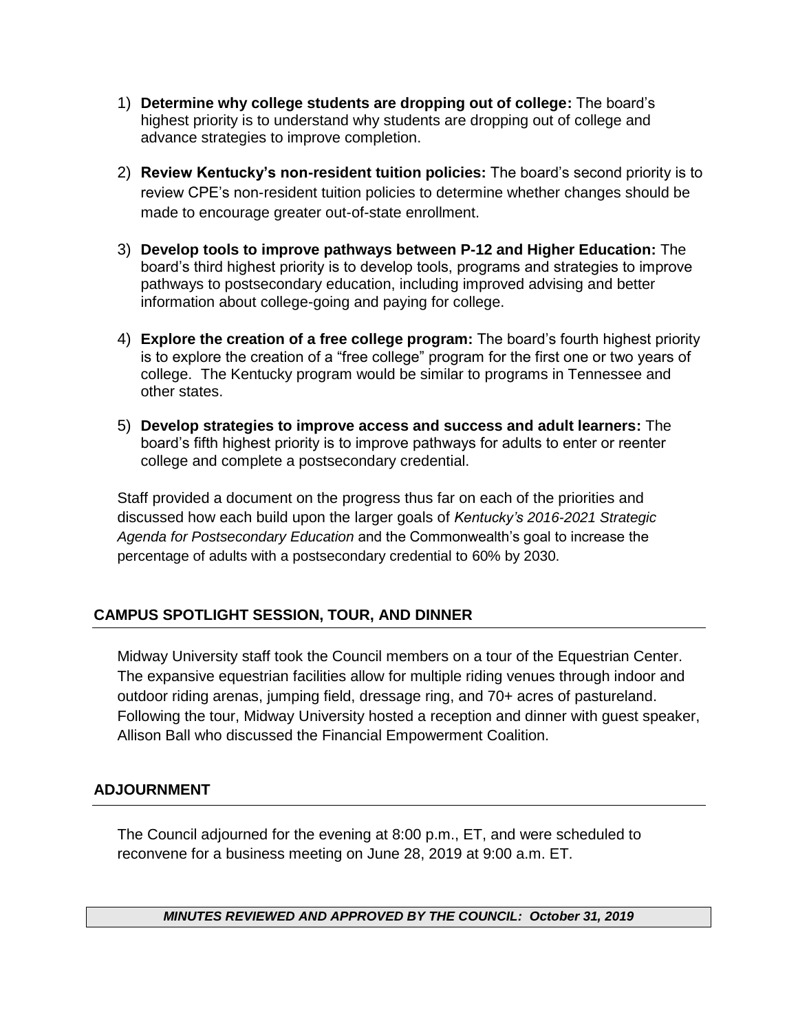1) **Determine why college students are dropping out of college:** The board's highest priority is to understand why students are dropping out of college and advance strategies to improve completion.

2) **Review Kentucky's non-resident tuition policies:** The board's second priority is to review CPE's non-resident tuition policies to determine whether changes should be made to encourage greater out-of-state enrollment.

3) **Develop tools to improve pathways between P-12 and Higher Education:** The board's third highest priority is to develop tools, programs and strategies to improve pathways to postsecondary education, including improved advising and better information about college-going and paying for college.

4) **Explore the creation of a free college program:** The board's fourth highest priority is to explore the creation of a "free college" program for the first one or two years of college. The Kentucky program would be similar to programs in Tennessee and other states.

5) **Develop strategies to improve access and success and adult learners:** The board's fifth highest priority is to improve pathways for adults to enter or reenter college and complete a postsecondary credential.

Staff provided a document on the progress thus far on each of the priorities and discussed how each build upon the larger goals of *Kentucky's 2016-2021 Strategic Agenda for Postsecondary Education* and the Commonwealth's goal to increase the percentage of adults with a postsecondary credential to 60% by 2030.

## CAMPUS SPOTLIGHT SESSION, TOUR, AND DINNER

Midway University staff took the Council members on a tour of the Equestrian Center. The expansive equestrian facilities allow for multiple riding venues through indoor and outdoor riding arenas, jumping field, dressage ring, and 70+ acres of pastureland. Following the tour, Midway University hosted a reception and dinner with guest speaker, Allison Ball who discussed the Financial Empowerment Coalition.

## ADJOURNMENT

The Council adjourned for the evening at 8:00 p.m., ET, and were scheduled to reconvene for a business meeting on June 28, 2019 at 9:00 a.m. ET.

***MINUTES REVIEWED AND APPROVED BY THE COUNCIL: October 31, 2019***